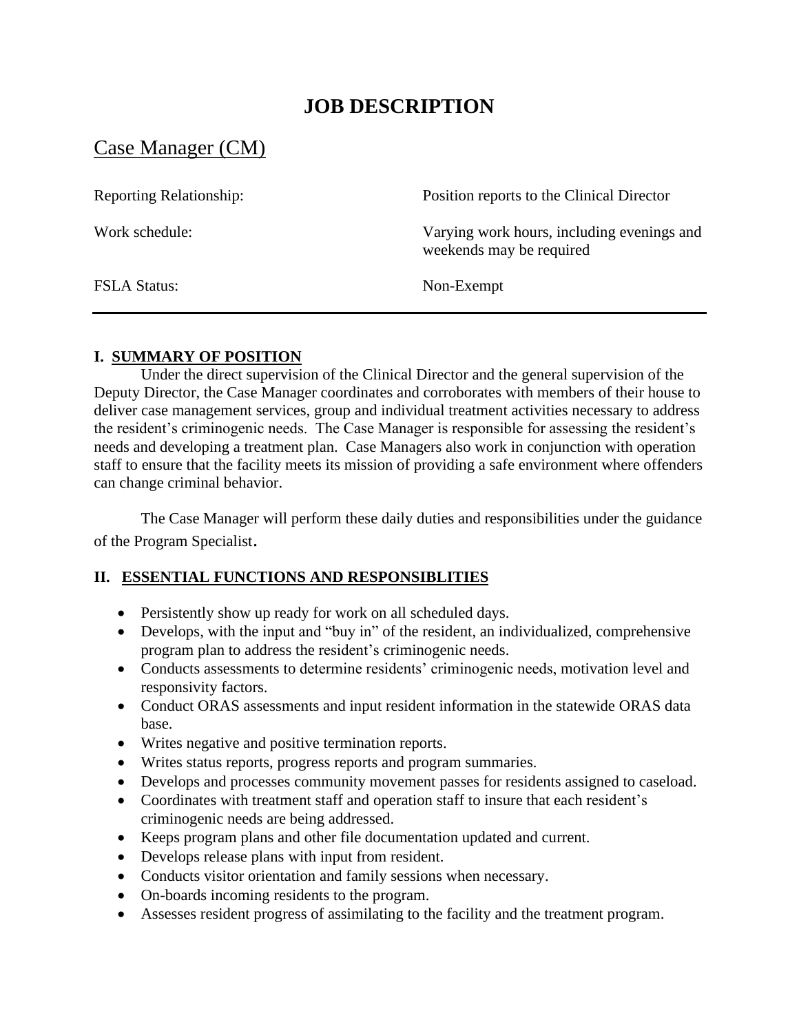# JOB DESCRIPTION

## Case Manager (CM)

| | |
|---|---|
| Reporting Relationship: | Position reports to the Clinical Director |
| Work schedule: | Varying work hours, including evenings and weekends may be required |
| FSLA Status: | Non-Exempt |

---

### I. SUMMARY OF POSITION

Under the direct supervision of the Clinical Director and the general supervision of the Deputy Director, the Case Manager coordinates and corroborates with members of their house to deliver case management services, group and individual treatment activities necessary to address the resident's criminogenic needs. The Case Manager is responsible for assessing the resident's needs and developing a treatment plan. Case Managers also work in conjunction with operation staff to ensure that the facility meets its mission of providing a safe environment where offenders can change criminal behavior.

The Case Manager will perform these daily duties and responsibilities under the guidance of the Program Specialist.

### II. ESSENTIAL FUNCTIONS AND RESPONSIBLITIES

- Persistently show up ready for work on all scheduled days.
- Develops, with the input and "buy in" of the resident, an individualized, comprehensive program plan to address the resident's criminogenic needs.
- Conducts assessments to determine residents' criminogenic needs, motivation level and responsivity factors.
- Conduct ORAS assessments and input resident information in the statewide ORAS data base.
- Writes negative and positive termination reports.
- Writes status reports, progress reports and program summaries.
- Develops and processes community movement passes for residents assigned to caseload.
- Coordinates with treatment staff and operation staff to insure that each resident's criminogenic needs are being addressed.
- Keeps program plans and other file documentation updated and current.
- Develops release plans with input from resident.
- Conducts visitor orientation and family sessions when necessary.
- On-boards incoming residents to the program.
- Assesses resident progress of assimilating to the facility and the treatment program.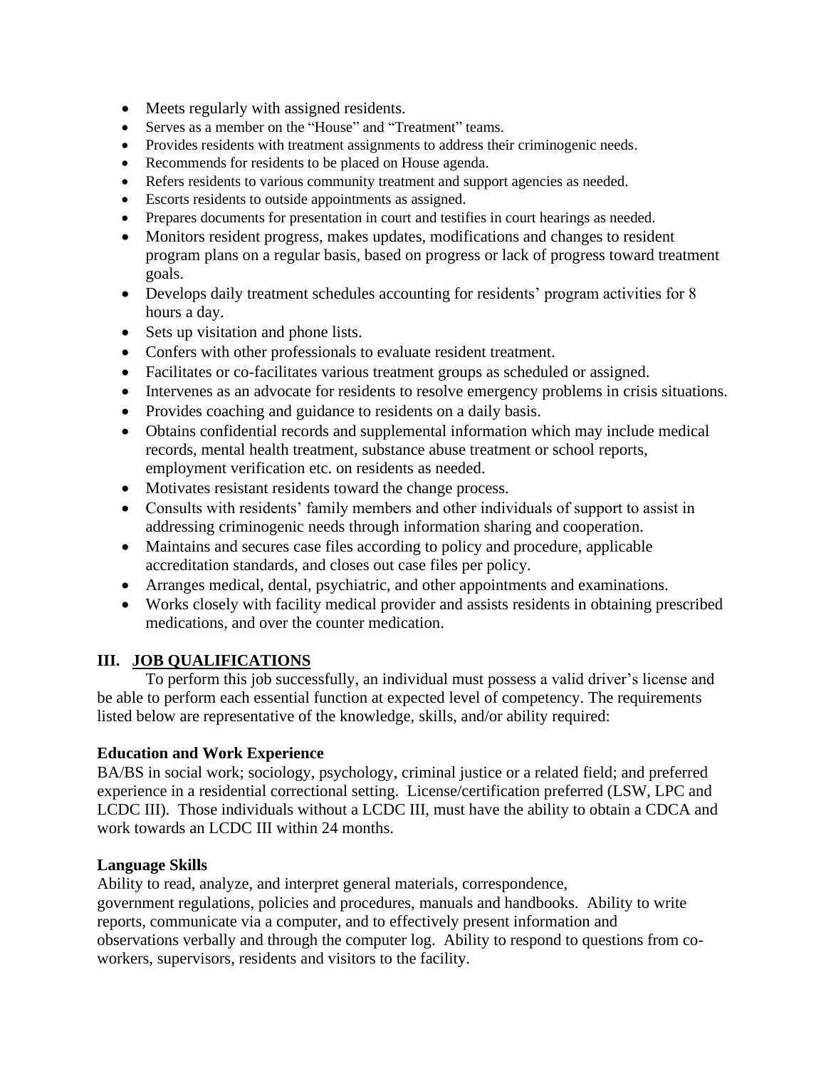- Meets regularly with assigned residents.
- Serves as a member on the "House" and "Treatment" teams.
- Provides residents with treatment assignments to address their criminogenic needs.
- Recommends for residents to be placed on House agenda.
- Refers residents to various community treatment and support agencies as needed.
- Escorts residents to outside appointments as assigned.
- Prepares documents for presentation in court and testifies in court hearings as needed.
- Monitors resident progress, makes updates, modifications and changes to resident program plans on a regular basis, based on progress or lack of progress toward treatment goals.
- Develops daily treatment schedules accounting for residents' program activities for 8 hours a day.
- Sets up visitation and phone lists.
- Confers with other professionals to evaluate resident treatment.
- Facilitates or co-facilitates various treatment groups as scheduled or assigned.
- Intervenes as an advocate for residents to resolve emergency problems in crisis situations.
- Provides coaching and guidance to residents on a daily basis.
- Obtains confidential records and supplemental information which may include medical records, mental health treatment, substance abuse treatment or school reports, employment verification etc. on residents as needed.
- Motivates resistant residents toward the change process.
- Consults with residents' family members and other individuals of support to assist in addressing criminogenic needs through information sharing and cooperation.
- Maintains and secures case files according to policy and procedure, applicable accreditation standards, and closes out case files per policy.
- Arranges medical, dental, psychiatric, and other appointments and examinations.
- Works closely with facility medical provider and assists residents in obtaining prescribed medications, and over the counter medication.

## III. JOB QUALIFICATIONS

To perform this job successfully, an individual must possess a valid driver's license and be able to perform each essential function at expected level of competency. The requirements listed below are representative of the knowledge, skills, and/or ability required:

**Education and Work Experience**

BA/BS in social work; sociology, psychology, criminal justice or a related field; and preferred experience in a residential correctional setting. License/certification preferred (LSW, LPC and LCDC III). Those individuals without a LCDC III, must have the ability to obtain a CDCA and work towards an LCDC III within 24 months.

**Language Skills**

Ability to read, analyze, and interpret general materials, correspondence, government regulations, policies and procedures, manuals and handbooks. Ability to write reports, communicate via a computer, and to effectively present information and observations verbally and through the computer log. Ability to respond to questions from co-workers, supervisors, residents and visitors to the facility.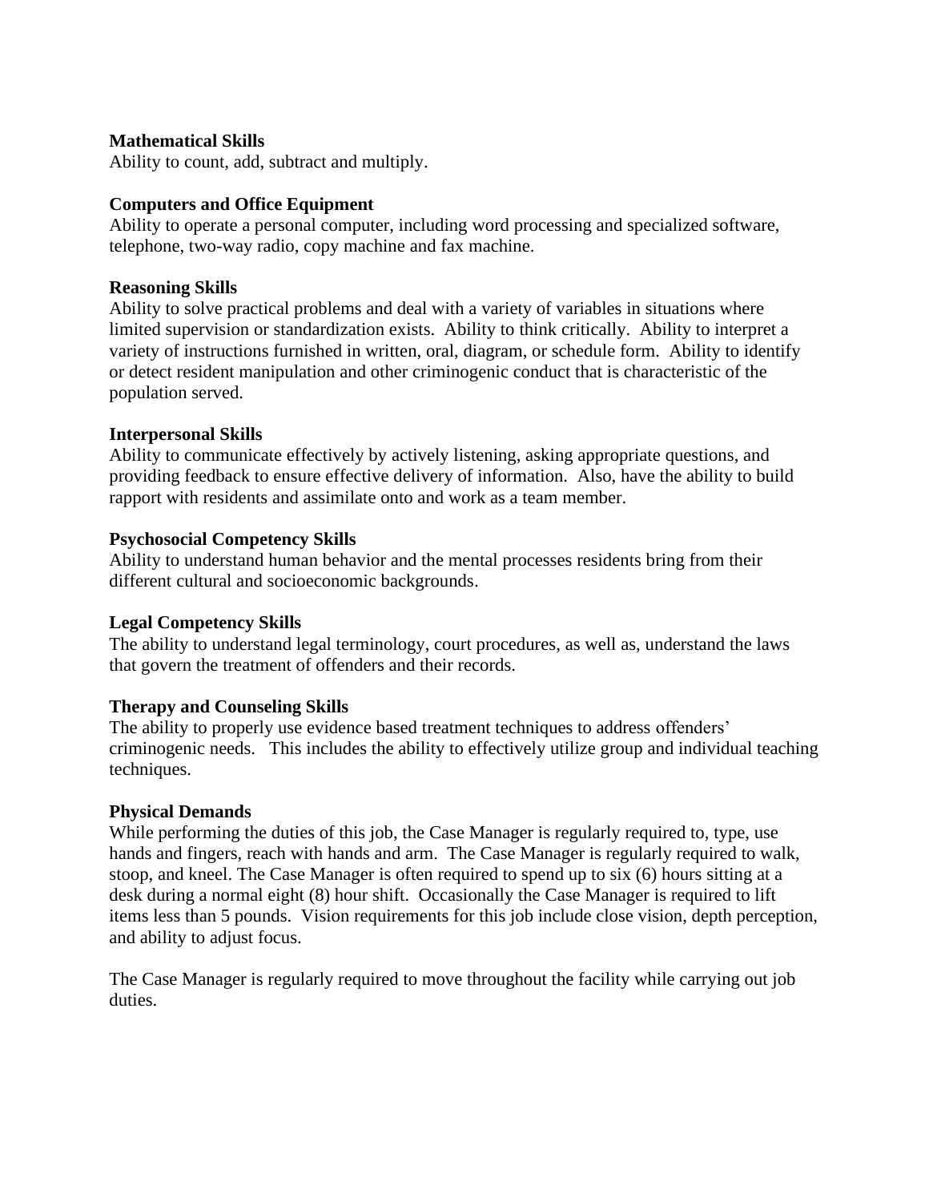**Mathematical Skills**
Ability to count, add, subtract and multiply.

**Computers and Office Equipment**
Ability to operate a personal computer, including word processing and specialized software, telephone, two-way radio, copy machine and fax machine.

**Reasoning Skills**
Ability to solve practical problems and deal with a variety of variables in situations where limited supervision or standardization exists. Ability to think critically. Ability to interpret a variety of instructions furnished in written, oral, diagram, or schedule form. Ability to identify or detect resident manipulation and other criminogenic conduct that is characteristic of the population served.

**Interpersonal Skills**
Ability to communicate effectively by actively listening, asking appropriate questions, and providing feedback to ensure effective delivery of information. Also, have the ability to build rapport with residents and assimilate onto and work as a team member.

**Psychosocial Competency Skills**
Ability to understand human behavior and the mental processes residents bring from their different cultural and socioeconomic backgrounds.

**Legal Competency Skills**
The ability to understand legal terminology, court procedures, as well as, understand the laws that govern the treatment of offenders and their records.

**Therapy and Counseling Skills**
The ability to properly use evidence based treatment techniques to address offenders' criminogenic needs. This includes the ability to effectively utilize group and individual teaching techniques.

**Physical Demands**
While performing the duties of this job, the Case Manager is regularly required to, type, use hands and fingers, reach with hands and arm. The Case Manager is regularly required to walk, stoop, and kneel. The Case Manager is often required to spend up to six (6) hours sitting at a desk during a normal eight (8) hour shift. Occasionally the Case Manager is required to lift items less than 5 pounds. Vision requirements for this job include close vision, depth perception, and ability to adjust focus.

The Case Manager is regularly required to move throughout the facility while carrying out job duties.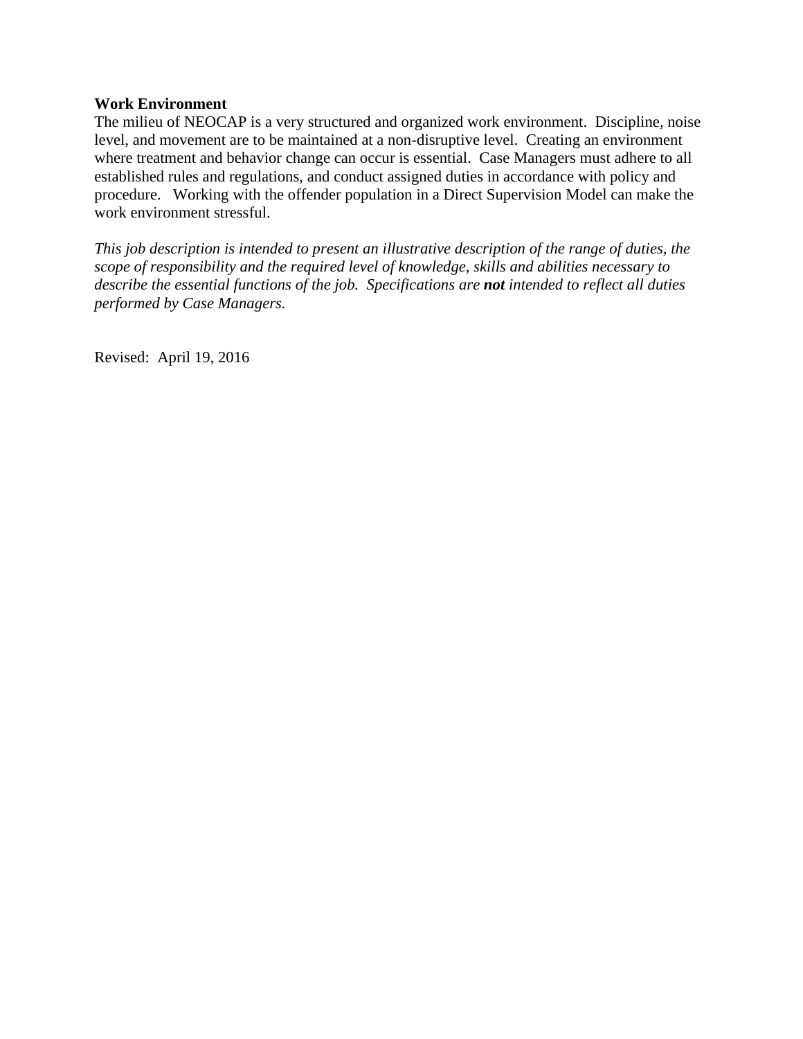**Work Environment**

The milieu of NEOCAP is a very structured and organized work environment. Discipline, noise level, and movement are to be maintained at a non-disruptive level. Creating an environment where treatment and behavior change can occur is essential. Case Managers must adhere to all established rules and regulations, and conduct assigned duties in accordance with policy and procedure. Working with the offender population in a Direct Supervision Model can make the work environment stressful.

*This job description is intended to present an illustrative description of the range of duties, the scope of responsibility and the required level of knowledge, skills and abilities necessary to describe the essential functions of the job. Specifications are **not** intended to reflect all duties performed by Case Managers.*

Revised: April 19, 2016